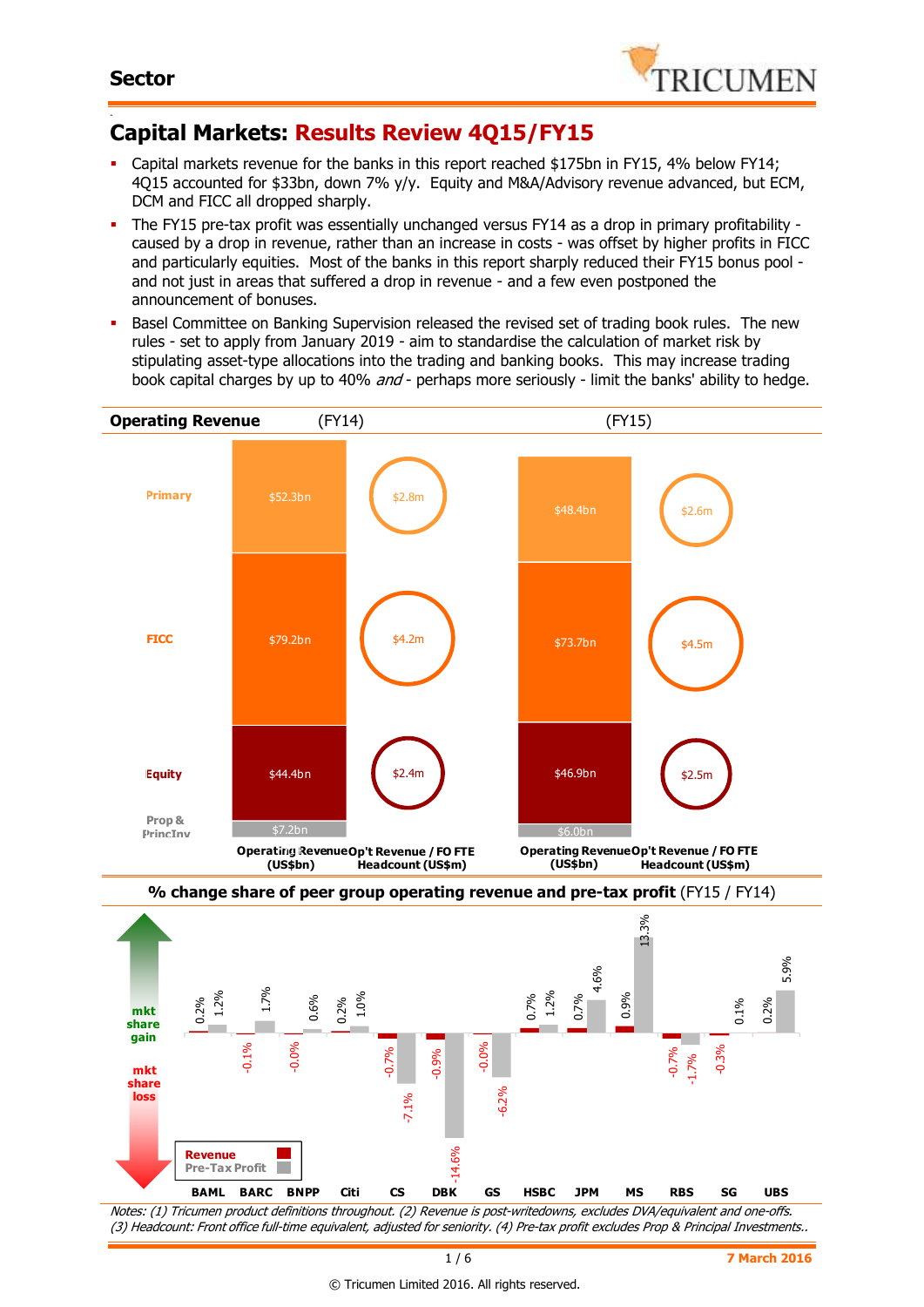**Sector**

# Capital Markets: Results Review 4Q15/FY15

- Capital markets revenue for the banks in this report reached $175bn in FY15, 4% below FY14; 4Q15 accounted for $33bn, down 7% y/y. Equity and M&A/Advisory revenue advanced, but ECM, DCM and FICC all dropped sharply.
- The FY15 pre-tax profit was essentially unchanged versus FY14 as a drop in primary profitability - caused by a drop in revenue, rather than an increase in costs - was offset by higher profits in FICC and particularly equities. Most of the banks in this report sharply reduced their FY15 bonus pool - and not just in areas that suffered a drop in revenue - and a few even postponed the announcement of bonuses.
- Basel Committee on Banking Supervision released the revised set of trading book rules. The new rules - set to apply from January 2019 - aim to standardise the calculation of market risk by stipulating asset-type allocations into the trading and banking books. This may increase trading book capital charges by up to 40% *and* - perhaps more seriously - limit the banks' ability to hedge.

**Operating Revenue**

| | FY14 Operating Revenue (US$bn) | FY14 Op't Revenue / FO FTE Headcount (US$m) | FY15 Operating Revenue (US$bn) | FY15 Op't Revenue / FO FTE Headcount (US$m) |
|---|---|---|---|---|
| Primary | $52.3bn | $2.8m | $48.4bn | $2.6m |
| FICC | $79.2bn | $4.2m | $73.7bn | $4.5m |
| Equity | $44.4bn | $2.4m | $46.9bn | $2.5m |
| Prop & PrincInv | $7.2bn | | $6.0bn | |

**% change share of peer group operating revenue and pre-tax profit** (FY15 / FY14)

| | Revenue | Pre-Tax Profit |
|---|---|---|
| BAML | 0.2% | 1.2% |
| BARC | -0.1% | 1.7% |
| BNPP | -0.0% | 0.6% |
| Citi | 0.2% | 1.0% |
| CS | -0.7% | -7.1% |
| DBK | -0.9% | -14.6% |
| GS | -0.0% | -6.2% |
| HSBC | 0.7% | 1.2% |
| JPM | 0.7% | 4.6% |
| MS | 0.9% | 13.3% |
| RBS | -0.7% | -1.7% |
| SG | -0.3% | 0.1% |
| UBS | 0.2% | 5.9% |

*Notes: (1) Tricumen product definitions throughout. (2) Revenue is post-writedowns, excludes DVA/equivalent and one-offs. (3) Headcount: Front office full-time equivalent, adjusted for seniority. (4) Pre-tax profit excludes Prop & Principal Investments..*

7 March 2016

© Tricumen Limited 2016. All rights reserved.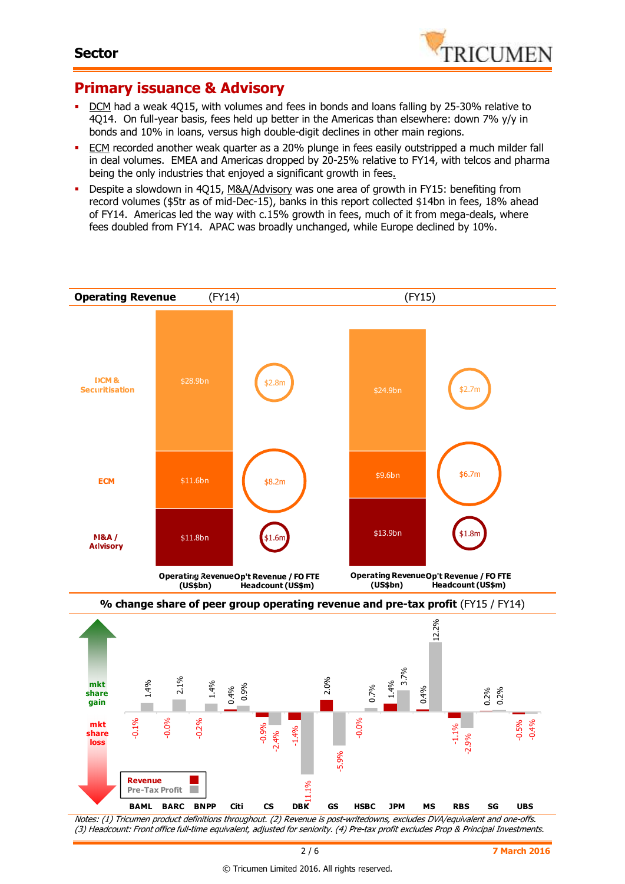## Sector

# Primary issuance & Advisory

- DCM had a weak 4Q15, with volumes and fees in bonds and loans falling by 25-30% relative to 4Q14. On full-year basis, fees held up better in the Americas than elsewhere: down 7% y/y in bonds and 10% in loans, versus high double-digit declines in other main regions.
- ECM recorded another weak quarter as a 20% plunge in fees easily outstripped a much milder fall in deal volumes. EMEA and Americas dropped by 20-25% relative to FY14, with telcos and pharma being the only industries that enjoyed a significant growth in fees.
- Despite a slowdown in 4Q15, M&A/Advisory was one area of growth in FY15: benefiting from record volumes ($5tr as of mid-Dec-15), banks in this report collected $14bn in fees, 18% ahead of FY14. Americas led the way with c.15% growth in fees, much of it from mega-deals, where fees doubled from FY14. APAC was broadly unchanged, while Europe declined by 10%.

**Operating Revenue**

| | FY14 Operating Revenue (US$bn) | FY14 Op't Revenue / FO FTE Headcount (US$m) | FY15 Operating Revenue (US$bn) | FY15 Op't Revenue / FO FTE Headcount (US$m) |
|---|---|---|---|---|
| DCM & Securitisation | $28.9bn | $2.8m | $24.9bn | $2.7m |
| ECM | $11.6bn | $8.2m | $9.6bn | $6.7m |
| M&A / Advisory | $11.8bn | $1.6m | $13.9bn | $1.8m |

**% change share of peer group operating revenue and pre-tax profit** (FY15 / FY14)

| | Revenue | Pre-Tax Profit |
|---|---|---|
| BAML | -0.1% | 1.4% |
| BARC | -0.0% | 2.1% |
| BNPP | -0.2% | 1.4% |
| Citi | 0.4% | 0.9% |
| CS | -0.9% | -2.4% |
| DBK | -1.4% | -11.1% |
| GS | 2.0% | -5.9% |
| HSBC | -0.0% | 0.7% |
| JPM | 1.4% | 3.7% |
| MS | 0.4% | 12.2% |
| RBS | -1.1% | -2.9% |
| SG | 0.2% | 0.2% |
| UBS | -0.5% | -0.4% |

*Notes: (1) Tricumen product definitions throughout. (2) Revenue is post-writedowns, excludes DVA/equivalent and one-offs. (3) Headcount: Front office full-time equivalent, adjusted for seniority. (4) Pre-tax profit excludes Prop & Principal Investments.*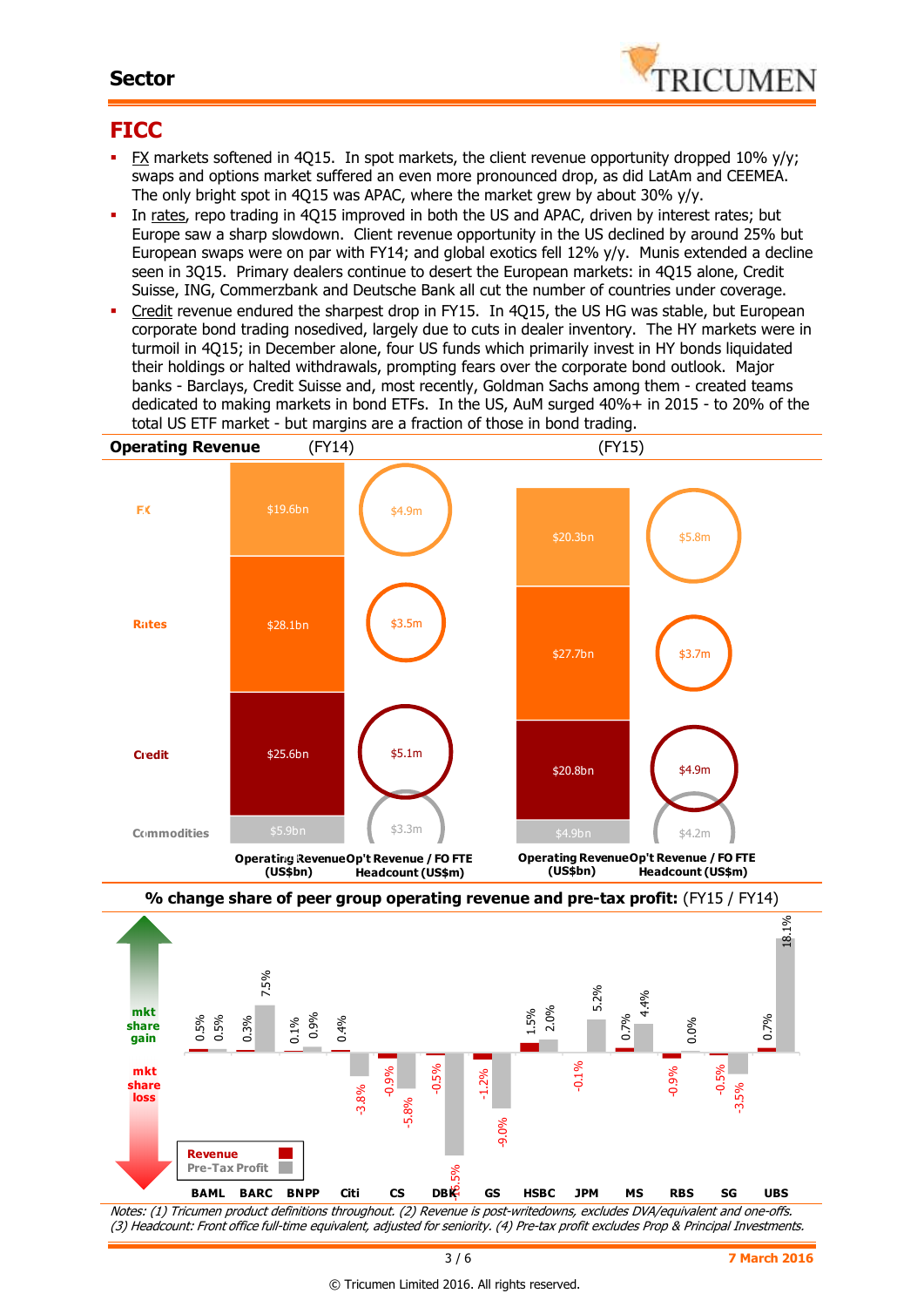## Sector

# FICC

- FX markets softened in 4Q15. In spot markets, the client revenue opportunity dropped 10% y/y; swaps and options market suffered an even more pronounced drop, as did LatAm and CEEMEA. The only bright spot in 4Q15 was APAC, where the market grew by about 30% y/y.
- In rates, repo trading in 4Q15 improved in both the US and APAC, driven by interest rates; but Europe saw a sharp slowdown. Client revenue opportunity in the US declined by around 25% but European swaps were on par with FY14; and global exotics fell 12% y/y. Munis extended a decline seen in 3Q15. Primary dealers continue to desert the European markets: in 4Q15 alone, Credit Suisse, ING, Commerzbank and Deutsche Bank all cut the number of countries under coverage.
- Credit revenue endured the sharpest drop in FY15. In 4Q15, the US HG was stable, but European corporate bond trading nosedived, largely due to cuts in dealer inventory. The HY markets were in turmoil in 4Q15; in December alone, four US funds which primarily invest in HY bonds liquidated their holdings or halted withdrawals, prompting fears over the corporate bond outlook. Major banks - Barclays, Credit Suisse and, most recently, Goldman Sachs among them - created teams dedicated to making markets in bond ETFs. In the US, AuM surged 40%+ in 2015 - to 20% of the total US ETF market - but margins are a fraction of those in bond trading.

**Operating Revenue**

| | FY14 Operating Revenue (US$bn) | FY14 Op't Revenue / FO FTE Headcount (US$m) | FY15 Operating Revenue (US$bn) | FY15 Op't Revenue / FO FTE Headcount (US$m) |
|---|---|---|---|---|
| FX | $19.6bn | $4.9m | $20.3bn | $5.8m |
| Rates | $28.1bn | $3.5m | $27.7bn | $3.7m |
| Credit | $25.6bn | $5.1m | $20.8bn | $4.9m |
| Commodities | $5.9bn | $3.3m | $4.9bn | $4.2m |

**% change share of peer group operating revenue and pre-tax profit:** (FY15 / FY14)

| | Revenue | Pre-Tax Profit |
|---|---|---|
| BAML | 0.5% | 0.5% |
| BARC | 0.3% | 7.5% |
| BNPP | 0.1% | 0.9% |
| Citi | 0.4% | -3.8% |
| CS | -0.9% | -5.8% |
| DBK | -0.5% | -16.5% |
| GS | -1.2% | -9.0% |
| HSBC | 1.5% | 2.0% |
| JPM | -0.1% | 5.2% |
| MS | 0.7% | 4.4% |
| RBS | -0.9% | 0.0% |
| SG | -0.5% | -3.5% |
| UBS | 0.7% | 18.1% |

*Notes: (1) Tricumen product definitions throughout. (2) Revenue is post-writedowns, excludes DVA/equivalent and one-offs. (3) Headcount: Front office full-time equivalent, adjusted for seniority. (4) Pre-tax profit excludes Prop & Principal Investments.*

7 March 2016

© Tricumen Limited 2016. All rights reserved.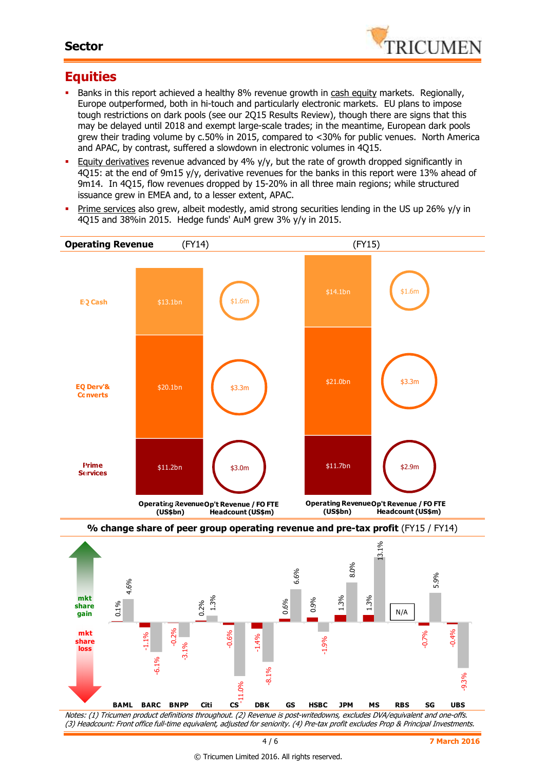## Equities

- Banks in this report achieved a healthy 8% revenue growth in cash equity markets. Regionally, Europe outperformed, both in hi-touch and particularly electronic markets. EU plans to impose tough restrictions on dark pools (see our 2Q15 Results Review), though there are signs that this may be delayed until 2018 and exempt large-scale trades; in the meantime, European dark pools grew their trading volume by c.50% in 2015, compared to <30% for public venues. North America and APAC, by contrast, suffered a slowdown in electronic volumes in 4Q15.
- Equity derivatives revenue advanced by 4% y/y, but the rate of growth dropped significantly in 4Q15: at the end of 9m15 y/y, derivative revenues for the banks in this report were 13% ahead of 9m14. In 4Q15, flow revenues dropped by 15-20% in all three main regions; while structured issuance grew in EMEA and, to a lesser extent, APAC.
- Prime services also grew, albeit modestly, amid strong securities lending in the US up 26% y/y in 4Q15 and 38%in 2015. Hedge funds' AuM grew 3% y/y in 2015.

**Operating Revenue**

| | (FY14) Operating Revenue (US$bn) | (FY14) Op't Revenue / FO FTE Headcount (US$m) | (FY15) Operating Revenue (US$bn) | (FY15) Op't Revenue / FO FTE Headcount (US$m) |
|---|---|---|---|---|
| EQ Cash | $13.1bn | $1.6m | $14.1bn | $1.6m |
| EQ Derv'& Converts | $20.1bn | $3.3m | $21.0bn | $3.3m |
| Prime Services | $11.2bn | $3.0m | $11.7bn | $2.9m |

**% change share of peer group operating revenue and pre-tax profit** (FY15 / FY14)

| | Operating revenue | Pre-tax profit |
|---|---|---|
| BAML | 0.1% | 4.6% |
| BARC | -1.1% | -6.1% |
| BNPP | -0.2% | -3.1% |
| Citi | 0.2% | 1.3% |
| CS | -0.6% | -11.0% |
| DBK | -1.4% | -8.1% |
| GS | 0.6% | 6.6% |
| HSBC | 0.9% | -1.9% |
| JPM | 1.3% | 8.0% |
| MS | 1.3% | 13.1% |
| RBS | N/A | N/A |
| SG | -0.7% | 5.9% |
| UBS | -0.4% | -9.3% |

mkt share gain / mkt share loss

*Notes: (1) Tricumen product definitions throughout. (2) Revenue is post-writedowns, excludes DVA/equivalent and one-offs. (3) Headcount: Front office full-time equivalent, adjusted for seniority. (4) Pre-tax profit excludes Prop & Principal Investments.*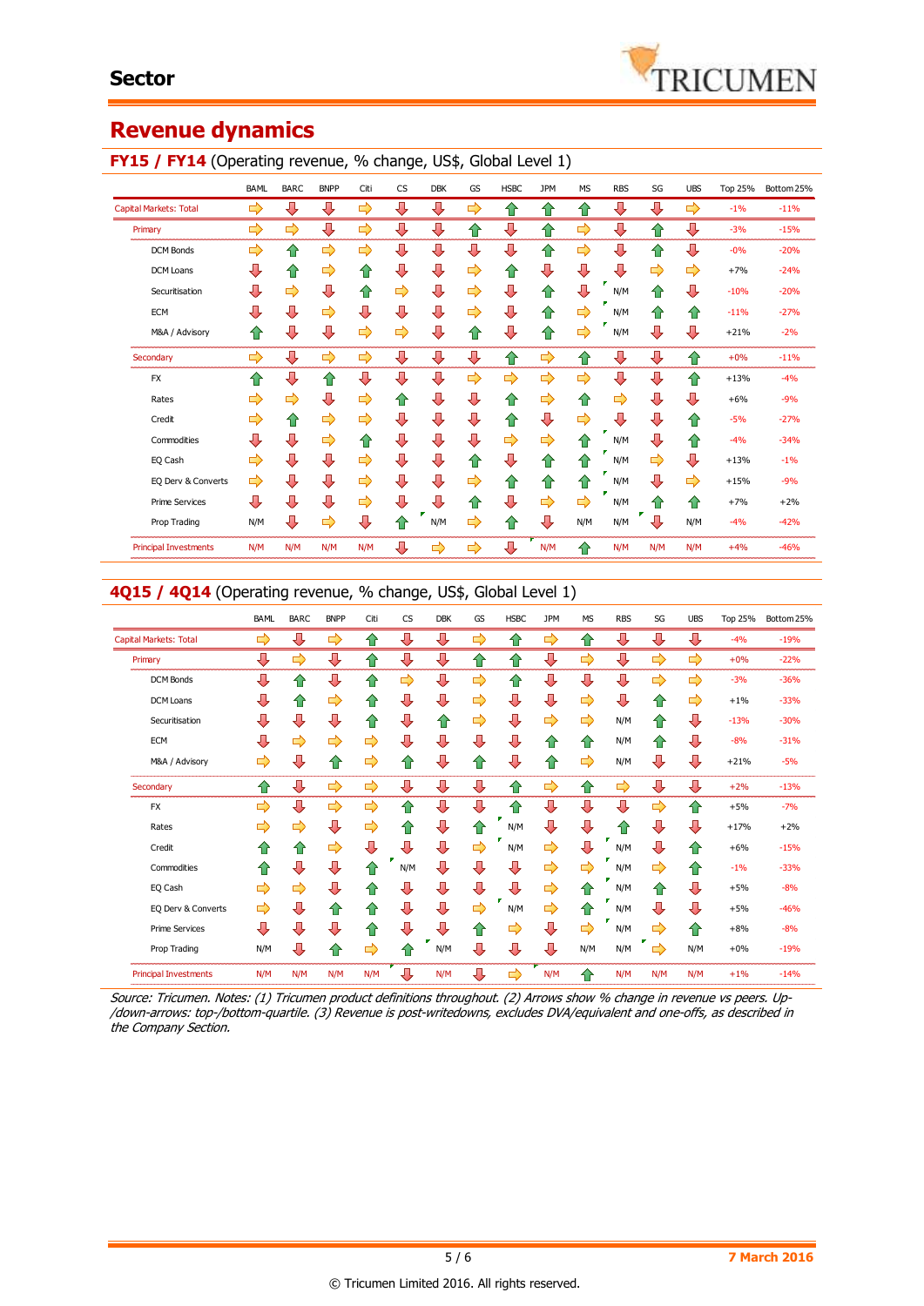# Sector

## Revenue dynamics

### FY15 / FY14 (Operating revenue, % change, US$, Global Level 1)

| | BAML | BARC | BNPP | Citi | CS | DBK | GS | HSBC | JPM | MS | RBS | SG | UBS | Top 25% | Bottom 25% |
|---|---|---|---|---|---|---|---|---|---|---|---|---|---|---|---|
| Capital Markets: Total | → | ↓ | ↓ | → | ↓ | ↓ | → | ↑ | ↑ | ↑ | ↓ | ↓ | → | -1% | -11% |
| Primary | → | → | ↓ | → | ↓ | ↓ | ↑ | ↓ | ↑ | → | ↓ | ↑ | ↓ | -3% | -15% |
| DCM Bonds | → | ↑ | → | → | ↓ | ↓ | ↓ | ↓ | ↑ | → | ↓ | ↑ | ↓ | -0% | -20% |
| DCM Loans | ↓ | ↑ | → | ↑ | ↓ | ↓ | → | ↑ | ↓ | ↓ | ↓ | → | → | +7% | -24% |
| Securitisation | ↓ | → | ↓ | ↑ | → | ↓ | → | ↓ | ↑ | ↓ | N/M | ↑ | ↓ | -10% | -20% |
| ECM | ↓ | ↓ | → | ↓ | ↓ | ↓ | → | ↓ | ↑ | → | N/M | ↑ | ↑ | -11% | -27% |
| M&A / Advisory | ↑ | ↓ | ↓ | → | → | ↓ | ↑ | ↓ | ↑ | → | N/M | ↓ | ↓ | +21% | -2% |
| Secondary | → | ↓ | → | → | ↓ | ↓ | ↓ | ↑ | → | ↑ | ↓ | ↓ | ↑ | +0% | -11% |
| FX | ↑ | ↓ | ↑ | ↓ | ↓ | ↓ | → | → | → | → | ↓ | ↓ | ↑ | +13% | -4% |
| Rates | → | → | ↓ | → | ↑ | ↓ | ↓ | ↑ | → | ↑ | → | ↓ | ↓ | +6% | -9% |
| Credit | → | ↑ | → | → | ↓ | ↓ | ↓ | ↑ | ↓ | → | ↓ | ↓ | ↑ | -5% | -27% |
| Commodities | ↓ | ↓ | → | ↑ | ↓ | ↓ | ↓ | → | → | ↑ | N/M | ↓ | ↑ | -4% | -34% |
| EQ Cash | → | ↓ | ↓ | → | ↓ | ↓ | ↑ | ↓ | ↑ | ↑ | N/M | → | ↓ | +13% | -1% |
| EQ Derv & Converts | → | ↓ | ↓ | → | ↓ | ↓ | → | ↑ | ↑ | ↑ | N/M | ↓ | → | +15% | -9% |
| Prime Services | ↓ | ↓ | ↓ | → | ↓ | ↓ | ↑ | ↓ | → | → | N/M | ↑ | ↑ | +7% | +2% |
| Prop Trading | N/M | ↓ | → | ↓ | ↑ | N/M | → | ↑ | ↓ | N/M | N/M | ↓ | N/M | -4% | -42% |
| Principal Investments | N/M | N/M | N/M | N/M | ↓ | → | → | ↓ | N/M | ↑ | N/M | N/M | N/M | +4% | -46% |

### 4Q15 / 4Q14 (Operating revenue, % change, US$, Global Level 1)

| | BAML | BARC | BNPP | Citi | CS | DBK | GS | HSBC | JPM | MS | RBS | SG | UBS | Top 25% | Bottom 25% |
|---|---|---|---|---|---|---|---|---|---|---|---|---|---|---|---|
| Capital Markets: Total | → | ↓ | → | ↑ | ↓ | ↓ | ↑ | ↑ | ↓ | ↑ | ↓ | ↓ | ↓ | -4% | -19% |
| Primary | ↓ | → | ↓ | ↑ | ↓ | ↓ | ↑ | ↑ | ↓ | → | ↓ | → | → | +0% | -22% |
| DCM Bonds | ↓ | ↑ | ↓ | ↑ | → | ↓ | → | ↑ | ↓ | ↓ | ↓ | → | → | -3% | -36% |
| DCM Loans | ↓ | ↑ | → | ↑ | ↓ | ↓ | → | ↓ | ↓ | → | ↓ | ↑ | → | +1% | -33% |
| Securitisation | ↓ | ↓ | ↓ | ↑ | ↓ | ↑ | → | ↓ | → | → | N/M | ↑ | ↓ | -13% | -30% |
| ECM | ↓ | → | → | → | ↓ | ↓ | ↓ | ↓ | ↑ | ↑ | N/M | ↑ | ↓ | -8% | -31% |
| M&A / Advisory | → | ↓ | ↑ | → | ↑ | ↓ | ↑ | ↓ | ↑ | → | N/M | ↓ | ↓ | +21% | -5% |
| Secondary | ↑ | ↓ | → | → | ↓ | ↓ | ↓ | ↑ | ↓ | ↑ | → | ↓ | ↓ | +2% | -13% |
| FX | → | ↓ | → | → | ↑ | ↓ | ↓ | ↑ | ↓ | ↓ | ↓ | → | ↑ | +5% | -7% |
| Rates | → | → | ↓ | → | ↑ | ↓ | ↑ | N/M | ↓ | ↓ | ↑ | ↓ | ↓ | +17% | +2% |
| Credit | ↑ | ↑ | → | ↓ | ↓ | ↓ | → | N/M | → | ↓ | N/M | ↓ | ↑ | +6% | -15% |
| Commodities | ↑ | ↓ | ↓ | ↑ | N/M | ↓ | ↓ | ↓ | → | → | N/M | → | ↑ | -1% | -33% |
| EQ Cash | → | → | ↓ | ↑ | ↓ | ↓ | ↓ | ↓ | → | ↑ | N/M | ↑ | ↓ | +5% | -8% |
| EQ Derv & Converts | → | ↓ | ↑ | ↑ | ↓ | ↓ | → | N/M | → | ↑ | N/M | ↓ | ↑ | +5% | -46% |
| Prime Services | ↓ | ↓ | ↓ | ↑ | ↓ | ↓ | ↑ | → | ↓ | → | N/M | → | ↑ | +8% | -8% |
| Prop Trading | N/M | ↓ | ↑ | → | ↑ | N/M | ↓ | ↓ | ↓ | N/M | N/M | → | N/M | +0% | -19% |
| Principal Investments | N/M | N/M | N/M | N/M | ↓ | N/M | ↓ | → | N/M | ↑ | N/M | N/M | N/M | +1% | -14% |

*Source: Tricumen. Notes: (1) Tricumen product definitions throughout. (2) Arrows show % change in revenue vs peers. Up-/down-arrows: top-/bottom-quartile. (3) Revenue is post-writedowns, excludes DVA/equivalent and one-offs, as described in the Company Section.*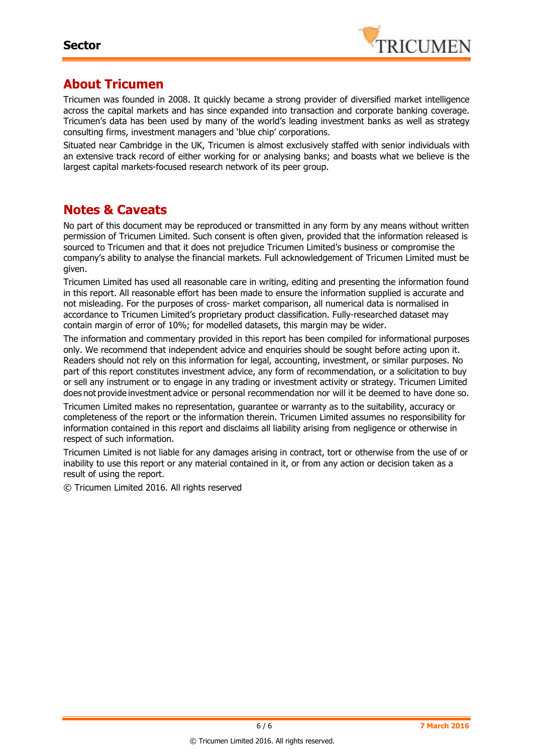## About Tricumen

Tricumen was founded in 2008. It quickly became a strong provider of diversified market intelligence across the capital markets and has since expanded into transaction and corporate banking coverage. Tricumen's data has been used by many of the world's leading investment banks as well as strategy consulting firms, investment managers and 'blue chip' corporations.

Situated near Cambridge in the UK, Tricumen is almost exclusively staffed with senior individuals with an extensive track record of either working for or analysing banks; and boasts what we believe is the largest capital markets-focused research network of its peer group.

## Notes & Caveats

No part of this document may be reproduced or transmitted in any form by any means without written permission of Tricumen Limited. Such consent is often given, provided that the information released is sourced to Tricumen and that it does not prejudice Tricumen Limited's business or compromise the company's ability to analyse the financial markets. Full acknowledgement of Tricumen Limited must be given.

Tricumen Limited has used all reasonable care in writing, editing and presenting the information found in this report. All reasonable effort has been made to ensure the information supplied is accurate and not misleading. For the purposes of cross- market comparison, all numerical data is normalised in accordance to Tricumen Limited's proprietary product classification. Fully-researched dataset may contain margin of error of 10%; for modelled datasets, this margin may be wider.

The information and commentary provided in this report has been compiled for informational purposes only. We recommend that independent advice and enquiries should be sought before acting upon it. Readers should not rely on this information for legal, accounting, investment, or similar purposes. No part of this report constitutes investment advice, any form of recommendation, or a solicitation to buy or sell any instrument or to engage in any trading or investment activity or strategy. Tricumen Limited does not provide investment advice or personal recommendation nor will it be deemed to have done so.

Tricumen Limited makes no representation, guarantee or warranty as to the suitability, accuracy or completeness of the report or the information therein. Tricumen Limited assumes no responsibility for information contained in this report and disclaims all liability arising from negligence or otherwise in respect of such information.

Tricumen Limited is not liable for any damages arising in contract, tort or otherwise from the use of or inability to use this report or any material contained in it, or from any action or decision taken as a result of using the report.

© Tricumen Limited 2016. All rights reserved